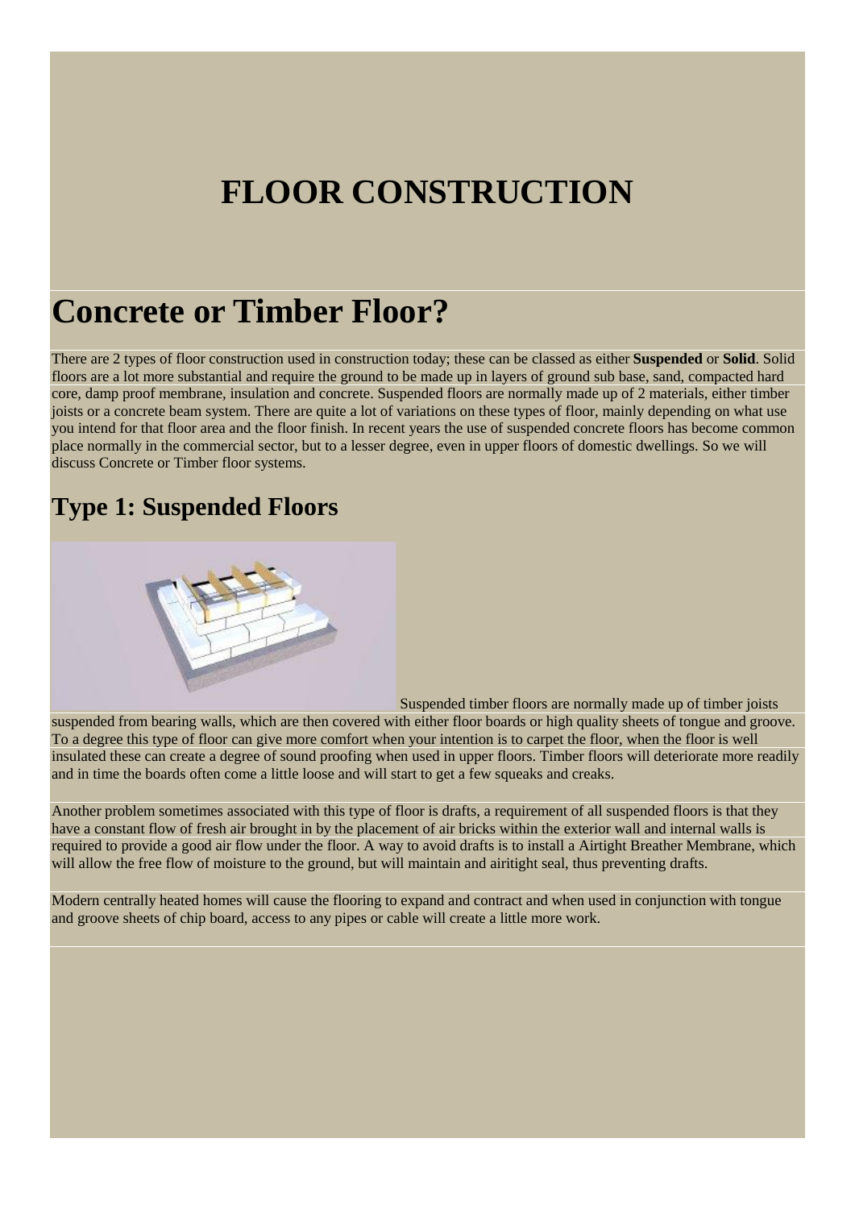# FLOOR CONSTRUCTION

# Concrete or Timber Floor?

There are 2 types of floor construction used in construction today; these can be classed as either **Suspended** or **Solid**. Solid floors are a lot more substantial and require the ground to be made up in layers of ground sub base, sand, compacted hard core, damp proof membrane, insulation and concrete. Suspended floors are normally made up of 2 materials, either timber joists or a concrete beam system. There are quite a lot of variations on these types of floor, mainly depending on what use you intend for that floor area and the floor finish. In recent years the use of suspended concrete floors has become common place normally in the commercial sector, but to a lesser degree, even in upper floors of domestic dwellings. So we will discuss Concrete or Timber floor systems.

## Type 1: Suspended Floors

Suspended timber floors are normally made up of timber joists suspended from bearing walls, which are then covered with either floor boards or high quality sheets of tongue and groove. To a degree this type of floor can give more comfort when your intention is to carpet the floor, when the floor is well insulated these can create a degree of sound proofing when used in upper floors. Timber floors will deteriorate more readily and in time the boards often come a little loose and will start to get a few squeaks and creaks.

Another problem sometimes associated with this type of floor is drafts, a requirement of all suspended floors is that they have a constant flow of fresh air brought in by the placement of air bricks within the exterior wall and internal walls is required to provide a good air flow under the floor. A way to avoid drafts is to install a Airtight Breather Membrane, which will allow the free flow of moisture to the ground, but will maintain and airitight seal, thus preventing drafts.

Modern centrally heated homes will cause the flooring to expand and contract and when used in conjunction with tongue and groove sheets of chip board, access to any pipes or cable will create a little more work.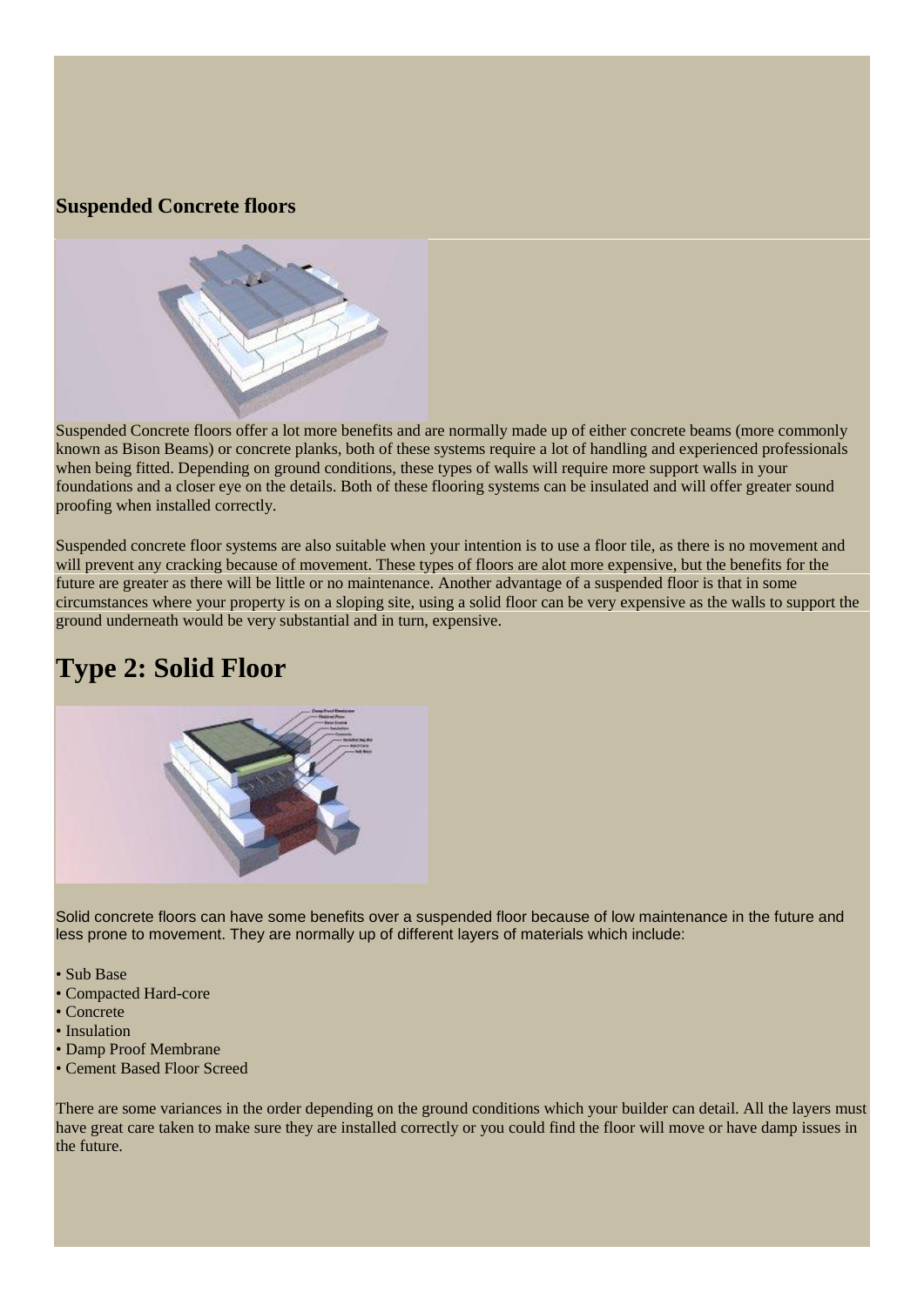### Suspended Concrete floors

Suspended Concrete floors offer a lot more benefits and are normally made up of either concrete beams (more commonly known as Bison Beams) or concrete planks, both of these systems require a lot of handling and experienced professionals when being fitted. Depending on ground conditions, these types of walls will require more support walls in your foundations and a closer eye on the details. Both of these flooring systems can be insulated and will offer greater sound proofing when installed correctly.

Suspended concrete floor systems are also suitable when your intention is to use a floor tile, as there is no movement and will prevent any cracking because of movement. These types of floors are alot more expensive, but the benefits for the future are greater as there will be little or no maintenance. Another advantage of a suspended floor is that in some circumstances where your property is on a sloping site, using a solid floor can be very expensive as the walls to support the ground underneath would be very substantial and in turn, expensive.

# Type 2: Solid Floor

Solid concrete floors can have some benefits over a suspended floor because of low maintenance in the future and less prone to movement. They are normally up of different layers of materials which include:

- Sub Base
- Compacted Hard-core
- Concrete
- Insulation
- Damp Proof Membrane
- Cement Based Floor Screed

There are some variances in the order depending on the ground conditions which your builder can detail. All the layers must have great care taken to make sure they are installed correctly or you could find the floor will move or have damp issues in the future.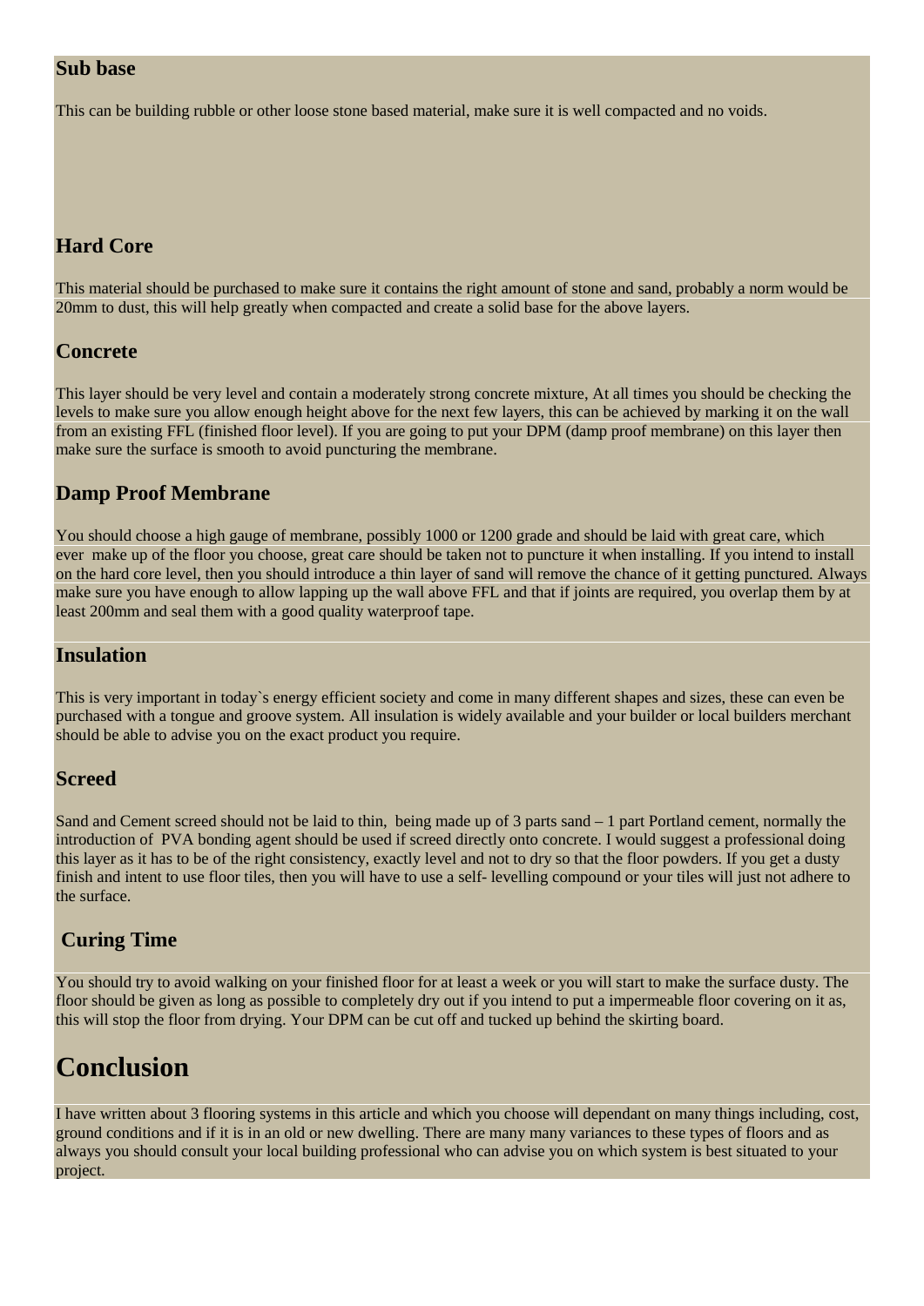### Sub base

This can be building rubble or other loose stone based material, make sure it is well compacted and no voids.

### Hard Core

This material should be purchased to make sure it contains the right amount of stone and sand, probably a norm would be 20mm to dust, this will help greatly when compacted and create a solid base for the above layers.

### Concrete

This layer should be very level and contain a moderately strong concrete mixture, At all times you should be checking the levels to make sure you allow enough height above for the next few layers, this can be achieved by marking it on the wall from an existing FFL (finished floor level). If you are going to put your DPM (damp proof membrane) on this layer then make sure the surface is smooth to avoid puncturing the membrane.

### Damp Proof Membrane

You should choose a high gauge of membrane, possibly 1000 or 1200 grade and should be laid with great care, which ever make up of the floor you choose, great care should be taken not to puncture it when installing. If you intend to install on the hard core level, then you should introduce a thin layer of sand will remove the chance of it getting punctured. Always make sure you have enough to allow lapping up the wall above FFL and that if joints are required, you overlap them by at least 200mm and seal them with a good quality waterproof tape.

### Insulation

This is very important in today`s energy efficient society and come in many different shapes and sizes, these can even be purchased with a tongue and groove system. All insulation is widely available and your builder or local builders merchant should be able to advise you on the exact product you require.

### Screed

Sand and Cement screed should not be laid to thin, being made up of 3 parts sand – 1 part Portland cement, normally the introduction of PVA bonding agent should be used if screed directly onto concrete. I would suggest a professional doing this layer as it has to be of the right consistency, exactly level and not to dry so that the floor powders. If you get a dusty finish and intent to use floor tiles, then you will have to use a self- levelling compound or your tiles will just not adhere to the surface.

### Curing Time

You should try to avoid walking on your finished floor for at least a week or you will start to make the surface dusty. The floor should be given as long as possible to completely dry out if you intend to put a impermeable floor covering on it as, this will stop the floor from drying. Your DPM can be cut off and tucked up behind the skirting board.

## Conclusion

I have written about 3 flooring systems in this article and which you choose will dependant on many things including, cost, ground conditions and if it is in an old or new dwelling. There are many many variances to these types of floors and as always you should consult your local building professional who can advise you on which system is best situated to your project.